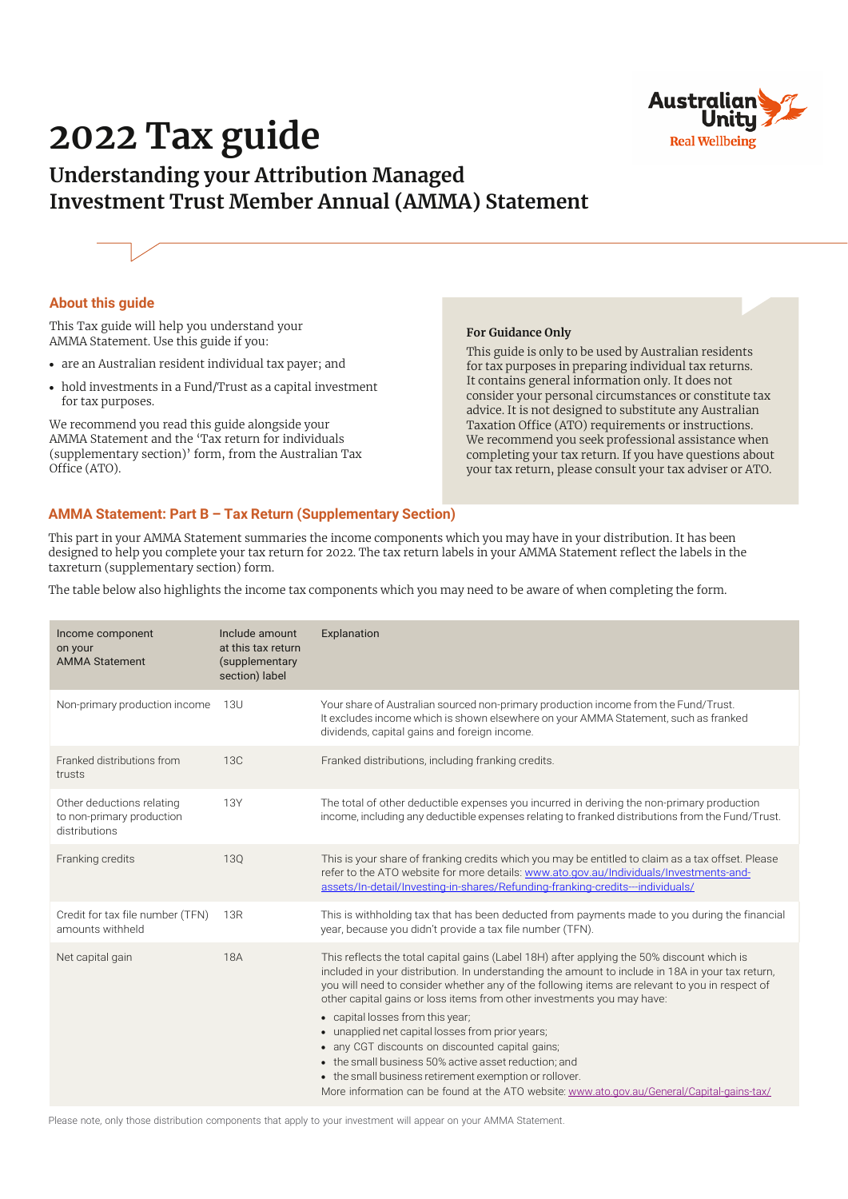# 2022 Tax guide

## Understanding your Attribution Managed Investment Trust Member Annual (AMMA) Statement

### About this guide

This Tax guide will help you understand your AMMA Statement. Use this guide if you:

- are an Australian resident individual tax payer; and
- hold investments in a Fund/Trust as a capital investment for tax purposes.

We recommend you read this guide alongside your AMMA Statement and the 'Tax return for individuals (supplementary section)' form, from the Australian Tax Office (ATO).

**For Guidance Only**

This guide is only to be used by Australian residents for tax purposes in preparing individual tax returns. It contains general information only. It does not consider your personal circumstances or constitute tax advice. It is not designed to substitute any Australian Taxation Office (ATO) requirements or instructions. We recommend you seek professional assistance when completing your tax return. If you have questions about your tax return, please consult your tax adviser or ATO.

### AMMA Statement: Part B – Tax Return (Supplementary Section)

This part in your AMMA Statement summaries the income components which you may have in your distribution. It has been designed to help you complete your tax return for 2022. The tax return labels in your AMMA Statement reflect the labels in the taxreturn (supplementary section) form.

The table below also highlights the income tax components which you may need to be aware of when completing the form.

| Income component on your AMMA Statement | Include amount at this tax return (supplementary section) label | Explanation |
|---|---|---|
| Non-primary production income | 13U | Your share of Australian sourced non-primary production income from the Fund/Trust. It excludes income which is shown elsewhere on your AMMA Statement, such as franked dividends, capital gains and foreign income. |
| Franked distributions from trusts | 13C | Franked distributions, including franking credits. |
| Other deductions relating to non-primary production distributions | 13Y | The total of other deductible expenses you incurred in deriving the non-primary production income, including any deductible expenses relating to franked distributions from the Fund/Trust. |
| Franking credits | 13Q | This is your share of franking credits which you may be entitled to claim as a tax offset. Please refer to the ATO website for more details: www.ato.gov.au/Individuals/Investments-and-assets/In-detail/Investing-in-shares/Refunding-franking-credits---individuals/ |
| Credit for tax file number (TFN) amounts withheld | 13R | This is withholding tax that has been deducted from payments made to you during the financial year, because you didn't provide a tax file number (TFN). |
| Net capital gain | 18A | This reflects the total capital gains (Label 18H) after applying the 50% discount which is included in your distribution. In understanding the amount to include in 18A in your tax return, you will need to consider whether any of the following items are relevant to you in respect of other capital gains or loss items from other investments you may have:<br>• capital losses from this year;<br>• unapplied net capital losses from prior years;<br>• any CGT discounts on discounted capital gains;<br>• the small business 50% active asset reduction; and<br>• the small business retirement exemption or rollover.<br>More information can be found at the ATO website: www.ato.gov.au/General/Capital-gains-tax/ |

Please note, only those distribution components that apply to your investment will appear on your AMMA Statement.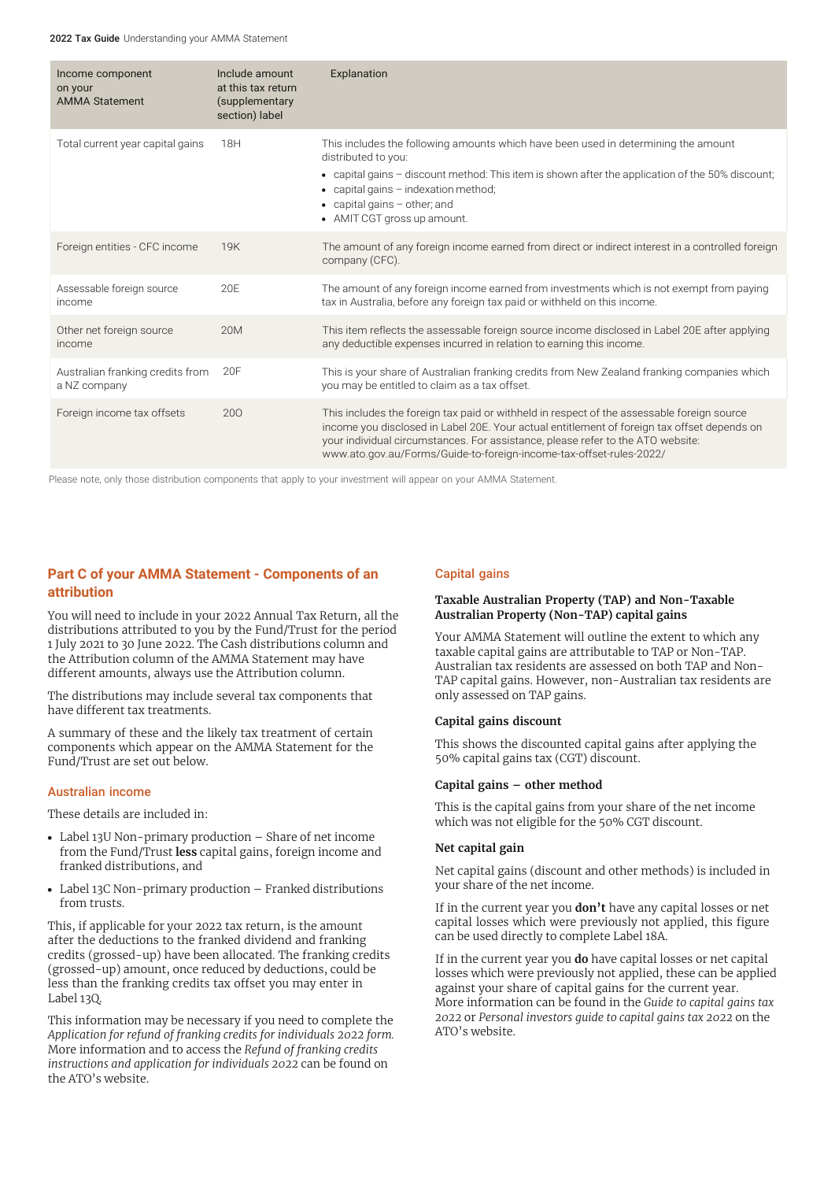| Income component on your AMMA Statement | Include amount at this tax return (supplementary section) label | Explanation |
| --- | --- | --- |
| Total current year capital gains | 18H | This includes the following amounts which have been used in determining the amount distributed to you: • capital gains – discount method: This item is shown after the application of the 50% discount; • capital gains – indexation method; • capital gains – other; and • AMIT CGT gross up amount. |
| Foreign entities - CFC income | 19K | The amount of any foreign income earned from direct or indirect interest in a controlled foreign company (CFC). |
| Assessable foreign source income | 20E | The amount of any foreign income earned from investments which is not exempt from paying tax in Australia, before any foreign tax paid or withheld on this income. |
| Other net foreign source income | 20M | This item reflects the assessable foreign source income disclosed in Label 20E after applying any deductible expenses incurred in relation to earning this income. |
| Australian franking credits from a NZ company | 20F | This is your share of Australian franking credits from New Zealand franking companies which you may be entitled to claim as a tax offset. |
| Foreign income tax offsets | 20O | This includes the foreign tax paid or withheld in respect of the assessable foreign source income you disclosed in Label 20E. Your actual entitlement of foreign tax offset depends on your individual circumstances. For assistance, please refer to the ATO website: www.ato.gov.au/Forms/Guide-to-foreign-income-tax-offset-rules-2022/ |

Please note, only those distribution components that apply to your investment will appear on your AMMA Statement.

## Part C of your AMMA Statement - Components of an attribution

You will need to include in your 2022 Annual Tax Return, all the distributions attributed to you by the Fund/Trust for the period 1 July 2021 to 30 June 2022. The Cash distributions column and the Attribution column of the AMMA Statement may have different amounts, always use the Attribution column.

The distributions may include several tax components that have different tax treatments.

A summary of these and the likely tax treatment of certain components which appear on the AMMA Statement for the Fund/Trust are set out below.

### Australian income

These details are included in:

- Label 13U Non-primary production – Share of net income from the Fund/Trust **less** capital gains, foreign income and franked distributions, and
- Label 13C Non-primary production – Franked distributions from trusts.

This, if applicable for your 2022 tax return, is the amount after the deductions to the franked dividend and franking credits (grossed-up) have been allocated. The franking credits (grossed-up) amount, once reduced by deductions, could be less than the franking credits tax offset you may enter in Label 13Q.

This information may be necessary if you need to complete the *Application for refund of franking credits for individuals 2022 form.* More information and to access the *Refund of franking credits instructions and application for individuals 2022* can be found on the ATO's website.

### Capital gains

#### Taxable Australian Property (TAP) and Non-Taxable Australian Property (Non-TAP) capital gains

Your AMMA Statement will outline the extent to which any taxable capital gains are attributable to TAP or Non-TAP. Australian tax residents are assessed on both TAP and Non-TAP capital gains. However, non-Australian tax residents are only assessed on TAP gains.

#### Capital gains discount

This shows the discounted capital gains after applying the 50% capital gains tax (CGT) discount.

#### Capital gains – other method

This is the capital gains from your share of the net income which was not eligible for the 50% CGT discount.

#### Net capital gain

Net capital gains (discount and other methods) is included in your share of the net income.

If in the current year you **don't** have any capital losses or net capital losses which were previously not applied, this figure can be used directly to complete Label 18A.

If in the current year you **do** have capital losses or net capital losses which were previously not applied, these can be applied against your share of capital gains for the current year. More information can be found in the *Guide to capital gains tax 2022* or *Personal investors guide to capital gains tax 2022* on the ATO's website.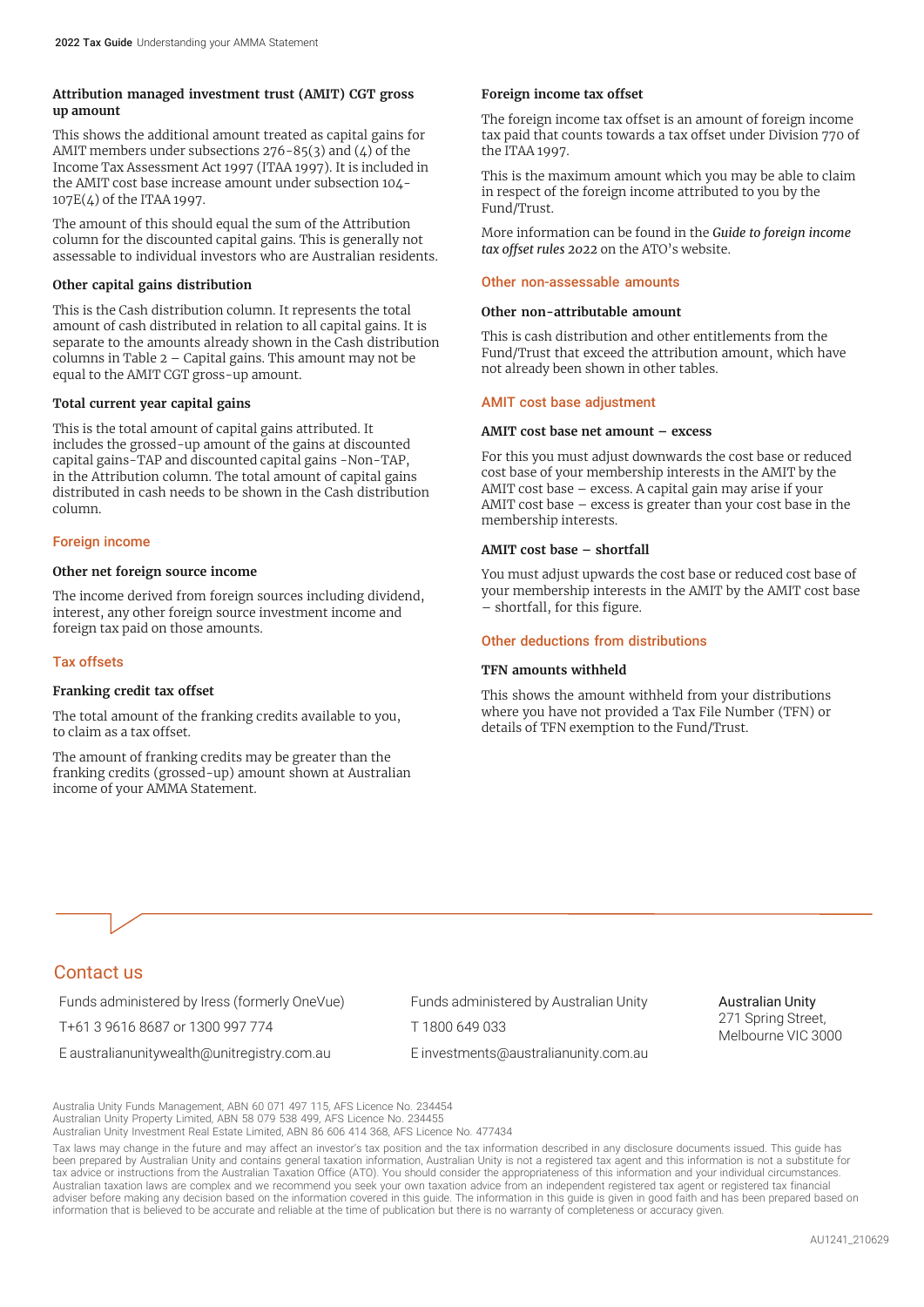### Attribution managed investment trust (AMIT) CGT gross up amount

This shows the additional amount treated as capital gains for AMIT members under subsections 276-85(3) and (4) of the Income Tax Assessment Act 1997 (ITAA 1997). It is included in the AMIT cost base increase amount under subsection 104-107E(4) of the ITAA 1997.

The amount of this should equal the sum of the Attribution column for the discounted capital gains. This is generally not assessable to individual investors who are Australian residents.

### Other capital gains distribution

This is the Cash distribution column. It represents the total amount of cash distributed in relation to all capital gains. It is separate to the amounts already shown in the Cash distribution columns in Table 2 – Capital gains. This amount may not be equal to the AMIT CGT gross-up amount.

### Total current year capital gains

This is the total amount of capital gains attributed. It includes the grossed-up amount of the gains at discounted capital gains-TAP and discounted capital gains -Non-TAP, in the Attribution column. The total amount of capital gains distributed in cash needs to be shown in the Cash distribution column.

## Foreign income

### Other net foreign source income

The income derived from foreign sources including dividend, interest, any other foreign source investment income and foreign tax paid on those amounts.

## Tax offsets

### Franking credit tax offset

The total amount of the franking credits available to you, to claim as a tax offset.

The amount of franking credits may be greater than the franking credits (grossed-up) amount shown at Australian income of your AMMA Statement.

### Foreign income tax offset

The foreign income tax offset is an amount of foreign income tax paid that counts towards a tax offset under Division 770 of the ITAA 1997.

This is the maximum amount which you may be able to claim in respect of the foreign income attributed to you by the Fund/Trust.

More information can be found in the *Guide to foreign income tax offset rules 2022* on the ATO's website.

## Other non-assessable amounts

### Other non-attributable amount

This is cash distribution and other entitlements from the Fund/Trust that exceed the attribution amount, which have not already been shown in other tables.

## AMIT cost base adjustment

### AMIT cost base net amount – excess

For this you must adjust downwards the cost base or reduced cost base of your membership interests in the AMIT by the AMIT cost base – excess. A capital gain may arise if your AMIT cost base – excess is greater than your cost base in the membership interests.

### AMIT cost base – shortfall

You must adjust upwards the cost base or reduced cost base of your membership interests in the AMIT by the AMIT cost base – shortfall, for this figure.

## Other deductions from distributions

### TFN amounts withheld

This shows the amount withheld from your distributions where you have not provided a Tax File Number (TFN) or details of TFN exemption to the Fund/Trust.

## Contact us

Funds administered by Iress (formerly OneVue)
T+61 3 9616 8687 or 1300 997 774
E australianunitywealth@unitregistry.com.au

Funds administered by Australian Unity
T 1800 649 033
E investments@australianunity.com.au

Australian Unity
271 Spring Street,
Melbourne VIC 3000

Australia Unity Funds Management, ABN 60 071 497 115, AFS Licence No. 234454
Australian Unity Property Limited, ABN 58 079 538 499, AFS Licence No. 234455
Australian Unity Investment Real Estate Limited, ABN 86 606 414 368, AFS Licence No. 477434

Tax laws may change in the future and may affect an investor's tax position and the tax information described in any disclosure documents issued. This guide has been prepared by Australian Unity and contains general taxation information, Australian Unity is not a registered tax agent and this information is not a substitute for tax advice or instructions from the Australian Taxation Office (ATO). You should consider the appropriateness of this information and your individual circumstances. Australian taxation laws are complex and we recommend you seek your own taxation advice from an independent registered tax agent or registered tax financial adviser before making any decision based on the information covered in this guide. The information in this guide is given in good faith and has been prepared based on information that is believed to be accurate and reliable at the time of publication but there is no warranty of completeness or accuracy given.

AU1241_210629